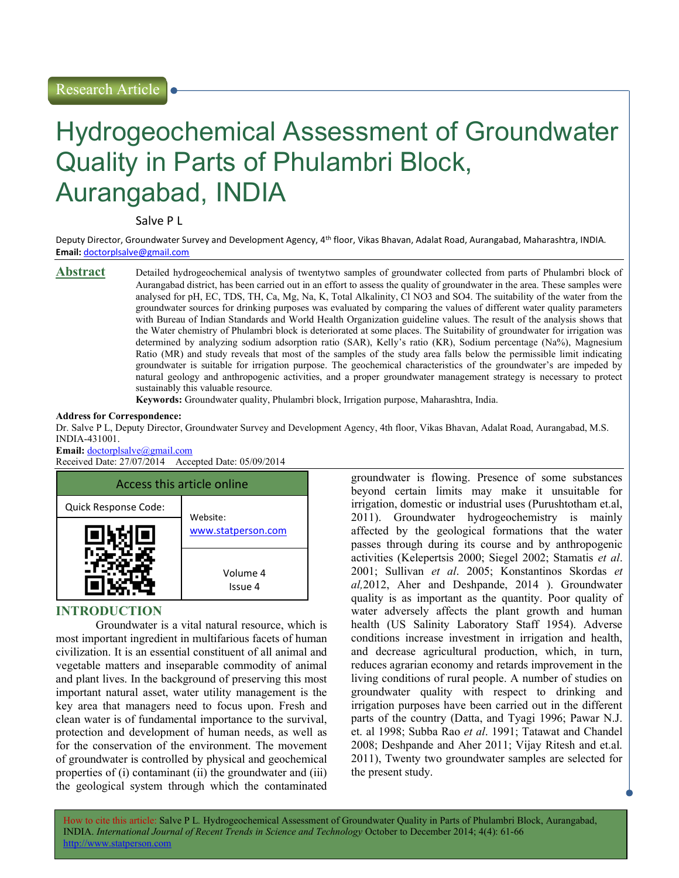Research Article

# Hydrogeochemical Assessment of Groundwater Quality in Parts of Phulambri Block, Aurangabad, INDIA

Salve P L

Deputy Director, Groundwater Survey and Development Agency, 4th floor, Vikas Bhavan, Adalat Road, Aurangabad, Maharashtra, INDIA.
**Email:** doctorplsalve@gmail.com

## Abstract

Detailed hydrogeochemical analysis of twentytwo samples of groundwater collected from parts of Phulambri block of Aurangabad district, has been carried out in an effort to assess the quality of groundwater in the area. These samples were analysed for pH, EC, TDS, TH, Ca, Mg, Na, K, Total Alkalinity, Cl NO3 and SO4. The suitability of the water from the groundwater sources for drinking purposes was evaluated by comparing the values of different water quality parameters with Bureau of Indian Standards and World Health Organization guideline values. The result of the analysis shows that the Water chemistry of Phulambri block is deteriorated at some places. The Suitability of groundwater for irrigation was determined by analyzing sodium adsorption ratio (SAR), Kelly's ratio (KR), Sodium percentage (Na%), Magnesium Ratio (MR) and study reveals that most of the samples of the study area falls below the permissible limit indicating groundwater is suitable for irrigation purpose. The geochemical characteristics of the groundwater's are impeded by natural geology and anthropogenic activities, and a proper groundwater management strategy is necessary to protect sustainably this valuable resource.

**Keywords:** Groundwater quality, Phulambri block, Irrigation purpose, Maharashtra, India.

**Address for Correspondence:**
Dr. Salve P L, Deputy Director, Groundwater Survey and Development Agency, 4th floor, Vikas Bhavan, Adalat Road, Aurangabad, M.S. INDIA-431001.
**Email:** doctorplsalve@gmail.com
Received Date: 27/07/2014 Accepted Date: 05/09/2014

| Access this article online | |
|---|---|
| Quick Response Code: | Website: www.statperson.com |
| | Volume 4 Issue 4 |

## INTRODUCTION

Groundwater is a vital natural resource, which is most important ingredient in multifarious facets of human civilization. It is an essential constituent of all animal and vegetable matters and inseparable commodity of animal and plant lives. In the background of preserving this most important natural asset, water utility management is the key area that managers need to focus upon. Fresh and clean water is of fundamental importance to the survival, protection and development of human needs, as well as for the conservation of the environment. The movement of groundwater is controlled by physical and geochemical properties of (i) contaminant (ii) the groundwater and (iii) the geological system through which the contaminated groundwater is flowing. Presence of some substances beyond certain limits may make it unsuitable for irrigation, domestic or industrial uses (Purushtotham et.al, 2011). Groundwater hydrogeochemistry is mainly affected by the geological formations that the water passes through during its course and by anthropogenic activities (Kelepertsis 2000; Siegel 2002; Stamatis *et al*. 2001; Sullivan *et al*. 2005; Konstantinos Skordas *et al,*2012, Aher and Deshpande, 2014 ). Groundwater quality is as important as the quantity. Poor quality of water adversely affects the plant growth and human health (US Salinity Laboratory Staff 1954). Adverse conditions increase investment in irrigation and health, and decrease agricultural production, which, in turn, reduces agrarian economy and retards improvement in the living conditions of rural people. A number of studies on groundwater quality with respect to drinking and irrigation purposes have been carried out in the different parts of the country (Datta, and Tyagi 1996; Pawar N.J. et. al 1998; Subba Rao *et al*. 1991; Tatawat and Chandel 2008; Deshpande and Aher 2011; Vijay Ritesh and et.al. 2011), Twenty two groundwater samples are selected for the present study.

How to cite this article: Salve P L. Hydrogeochemical Assessment of Groundwater Quality in Parts of Phulambri Block, Aurangabad, INDIA. *International Journal of Recent Trends in Science and Technology* October to December 2014; 4(4): 61-66 http://www.statperson.com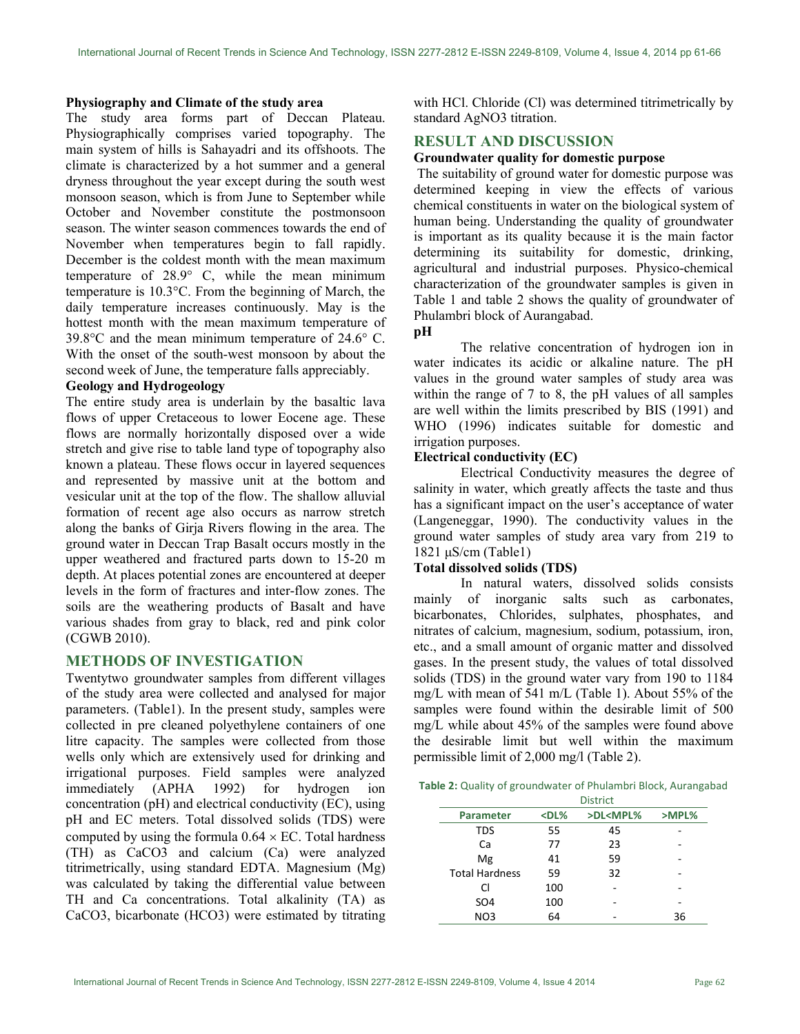### Physiography and Climate of the study area

The study area forms part of Deccan Plateau. Physiographically comprises varied topography. The main system of hills is Sahayadri and its offshoots. The climate is characterized by a hot summer and a general dryness throughout the year except during the south west monsoon season, which is from June to September while October and November constitute the postmonsoon season. The winter season commences towards the end of November when temperatures begin to fall rapidly. December is the coldest month with the mean maximum temperature of 28.9° C, while the mean minimum temperature is 10.3°C. From the beginning of March, the daily temperature increases continuously. May is the hottest month with the mean maximum temperature of 39.8°C and the mean minimum temperature of 24.6° C. With the onset of the south-west monsoon by about the second week of June, the temperature falls appreciably.

### Geology and Hydrogeology

The entire study area is underlain by the basaltic lava flows of upper Cretaceous to lower Eocene age. These flows are normally horizontally disposed over a wide stretch and give rise to table land type of topography also known a plateau. These flows occur in layered sequences and represented by massive unit at the bottom and vesicular unit at the top of the flow. The shallow alluvial formation of recent age also occurs as narrow stretch along the banks of Girja Rivers flowing in the area. The ground water in Deccan Trap Basalt occurs mostly in the upper weathered and fractured parts down to 15-20 m depth. At places potential zones are encountered at deeper levels in the form of fractures and inter-flow zones. The soils are the weathering products of Basalt and have various shades from gray to black, red and pink color (CGWB 2010).

## METHODS OF INVESTIGATION

Twentytwo groundwater samples from different villages of the study area were collected and analysed for major parameters. (Table1). In the present study, samples were collected in pre cleaned polyethylene containers of one litre capacity. The samples were collected from those wells only which are extensively used for drinking and irrigational purposes. Field samples were analyzed immediately (APHA 1992) for hydrogen ion concentration (pH) and electrical conductivity (EC), using pH and EC meters. Total dissolved solids (TDS) were computed by using the formula $0.64 \times EC$. Total hardness (TH) as $CaCO_3$ and calcium (Ca) were analyzed titrimetrically, using standard EDTA. Magnesium (Mg) was calculated by taking the differential value between TH and Ca concentrations. Total alkalinity (TA) as $CaCO_3$, bicarbonate ($HCO_3$) were estimated by titrating with HCl. Chloride (Cl) was determined titrimetrically by standard $AgNO_3$ titration.

## RESULT AND DISCUSSION

### Groundwater quality for domestic purpose

The suitability of ground water for domestic purpose was determined keeping in view the effects of various chemical constituents in water on the biological system of human being. Understanding the quality of groundwater is important as its quality because it is the main factor determining its suitability for domestic, drinking, agricultural and industrial purposes. Physico-chemical characterization of the groundwater samples is given in Table 1 and table 2 shows the quality of groundwater of Phulambri block of Aurangabad.

### pH

The relative concentration of hydrogen ion in water indicates its acidic or alkaline nature. The pH values in the ground water samples of study area was within the range of 7 to 8, the pH values of all samples are well within the limits prescribed by BIS (1991) and WHO (1996) indicates suitable for domestic and irrigation purposes.

### Electrical conductivity (EC)

Electrical Conductivity measures the degree of salinity in water, which greatly affects the taste and thus has a significant impact on the user's acceptance of water (Langeneggar, 1990). The conductivity values in the ground water samples of study area vary from 219 to 1821 μS/cm (Table1)

### Total dissolved solids (TDS)

In natural waters, dissolved solids consists mainly of inorganic salts such as carbonates, bicarbonates, Chlorides, sulphates, phosphates, and nitrates of calcium, magnesium, sodium, potassium, iron, etc., and a small amount of organic matter and dissolved gases. In the present study, the values of total dissolved solids (TDS) in the ground water vary from 190 to 1184 mg/L with mean of 541 m/L (Table 1). About 55% of the samples were found within the desirable limit of 500 mg/L while about 45% of the samples were found above the desirable limit but well within the maximum permissible limit of 2,000 mg/l (Table 2).

**Table 2:** Quality of groundwater of Phulambri Block, Aurangabad District

| Parameter | <DL% | >DL<MPL% | >MPL% |
|---|---|---|---|
| TDS | 55 | 45 | - |
| Ca | 77 | 23 | - |
| Mg | 41 | 59 | - |
| Total Hardness | 59 | 32 | - |
| Cl | 100 | - | - |
| SO4 | 100 | - | - |
| NO3 | 64 | - | 36 |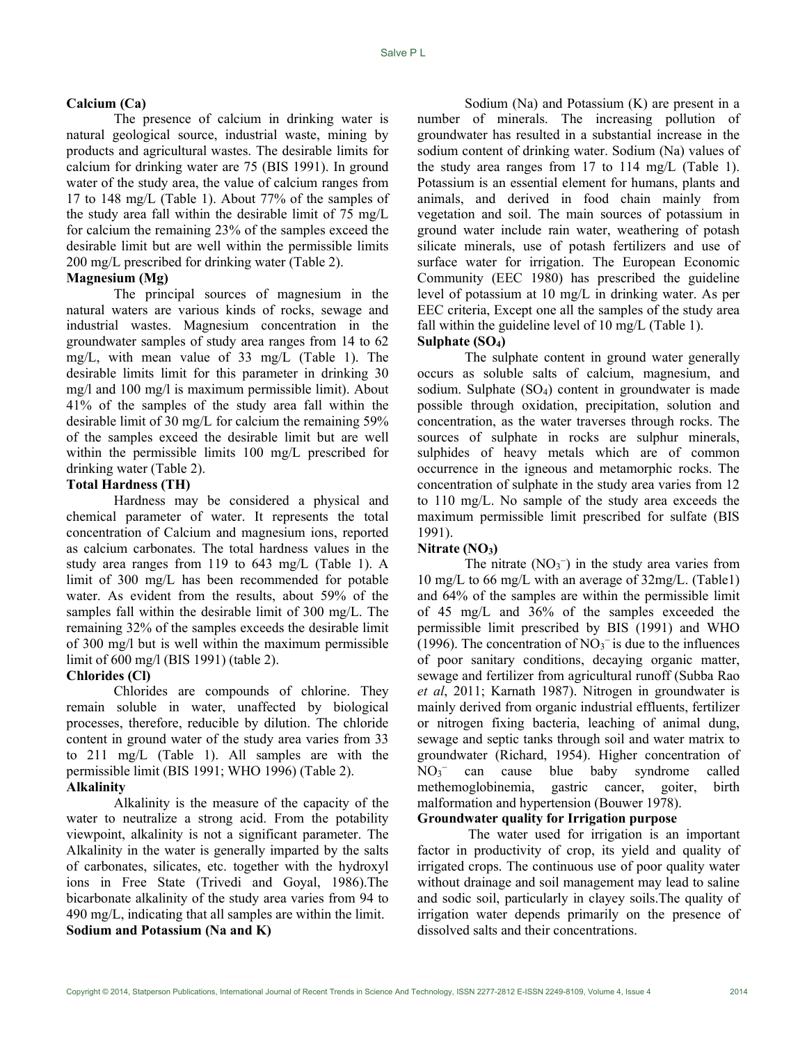**Calcium (Ca)**

The presence of calcium in drinking water is natural geological source, industrial waste, mining by products and agricultural wastes. The desirable limits for calcium for drinking water are 75 (BIS 1991). In ground water of the study area, the value of calcium ranges from 17 to 148 mg/L (Table 1). About 77% of the samples of the study area fall within the desirable limit of 75 mg/L for calcium the remaining 23% of the samples exceed the desirable limit but are well within the permissible limits 200 mg/L prescribed for drinking water (Table 2).

**Magnesium (Mg)**

The principal sources of magnesium in the natural waters are various kinds of rocks, sewage and industrial wastes. Magnesium concentration in the groundwater samples of study area ranges from 14 to 62 mg/L, with mean value of 33 mg/L (Table 1). The desirable limits limit for this parameter in drinking 30 mg/l and 100 mg/l is maximum permissible limit). About 41% of the samples of the study area fall within the desirable limit of 30 mg/L for calcium the remaining 59% of the samples exceed the desirable limit but are well within the permissible limits 100 mg/L prescribed for drinking water (Table 2).

**Total Hardness (TH)**

Hardness may be considered a physical and chemical parameter of water. It represents the total concentration of Calcium and magnesium ions, reported as calcium carbonates. The total hardness values in the study area ranges from 119 to 643 mg/L (Table 1). A limit of 300 mg/L has been recommended for potable water. As evident from the results, about 59% of the samples fall within the desirable limit of 300 mg/L. The remaining 32% of the samples exceeds the desirable limit of 300 mg/l but is well within the maximum permissible limit of 600 mg/l (BIS 1991) (table 2).

**Chlorides (Cl)**

Chlorides are compounds of chlorine. They remain soluble in water, unaffected by biological processes, therefore, reducible by dilution. The chloride content in ground water of the study area varies from 33 to 211 mg/L (Table 1). All samples are with the permissible limit (BIS 1991; WHO 1996) (Table 2).

**Alkalinity**

Alkalinity is the measure of the capacity of the water to neutralize a strong acid. From the potability viewpoint, alkalinity is not a significant parameter. The Alkalinity in the water is generally imparted by the salts of carbonates, silicates, etc. together with the hydroxyl ions in Free State (Trivedi and Goyal, 1986).The bicarbonate alkalinity of the study area varies from 94 to 490 mg/L, indicating that all samples are within the limit.

**Sodium and Potassium (Na and K)**

Sodium (Na) and Potassium (K) are present in a number of minerals. The increasing pollution of groundwater has resulted in a substantial increase in the sodium content of drinking water. Sodium (Na) values of the study area ranges from 17 to 114 mg/L (Table 1). Potassium is an essential element for humans, plants and animals, and derived in food chain mainly from vegetation and soil. The main sources of potassium in ground water include rain water, weathering of potash silicate minerals, use of potash fertilizers and use of surface water for irrigation. The European Economic Community (EEC 1980) has prescribed the guideline level of potassium at 10 mg/L in drinking water. As per EEC criteria, Except one all the samples of the study area fall within the guideline level of 10 mg/L (Table 1).

**Sulphate ($SO_4$)**

The sulphate content in ground water generally occurs as soluble salts of calcium, magnesium, and sodium. Sulphate ($SO_4$) content in groundwater is made possible through oxidation, precipitation, solution and concentration, as the water traverses through rocks. The sources of sulphate in rocks are sulphur minerals, sulphides of heavy metals which are of common occurrence in the igneous and metamorphic rocks. The concentration of sulphate in the study area varies from 12 to 110 mg/L. No sample of the study area exceeds the maximum permissible limit prescribed for sulfate (BIS 1991).

**Nitrate ($NO_3$)**

The nitrate ($NO_3^-$) in the study area varies from 10 mg/L to 66 mg/L with an average of 32mg/L. (Table1) and 64% of the samples are within the permissible limit of 45 mg/L and 36% of the samples exceeded the permissible limit prescribed by BIS (1991) and WHO (1996). The concentration of $NO_3^-$ is due to the influences of poor sanitary conditions, decaying organic matter, sewage and fertilizer from agricultural runoff (Subba Rao *et al*, 2011; Karnath 1987). Nitrogen in groundwater is mainly derived from organic industrial effluents, fertilizer or nitrogen fixing bacteria, leaching of animal dung, sewage and septic tanks through soil and water matrix to groundwater (Richard, 1954). Higher concentration of $NO_3^-$ can cause blue baby syndrome called methemoglobinemia, gastric cancer, goiter, birth malformation and hypertension (Bouwer 1978).

**Groundwater quality for Irrigation purpose**

The water used for irrigation is an important factor in productivity of crop, its yield and quality of irrigated crops. The continuous use of poor quality water without drainage and soil management may lead to saline and sodic soil, particularly in clayey soils.The quality of irrigation water depends primarily on the presence of dissolved salts and their concentrations.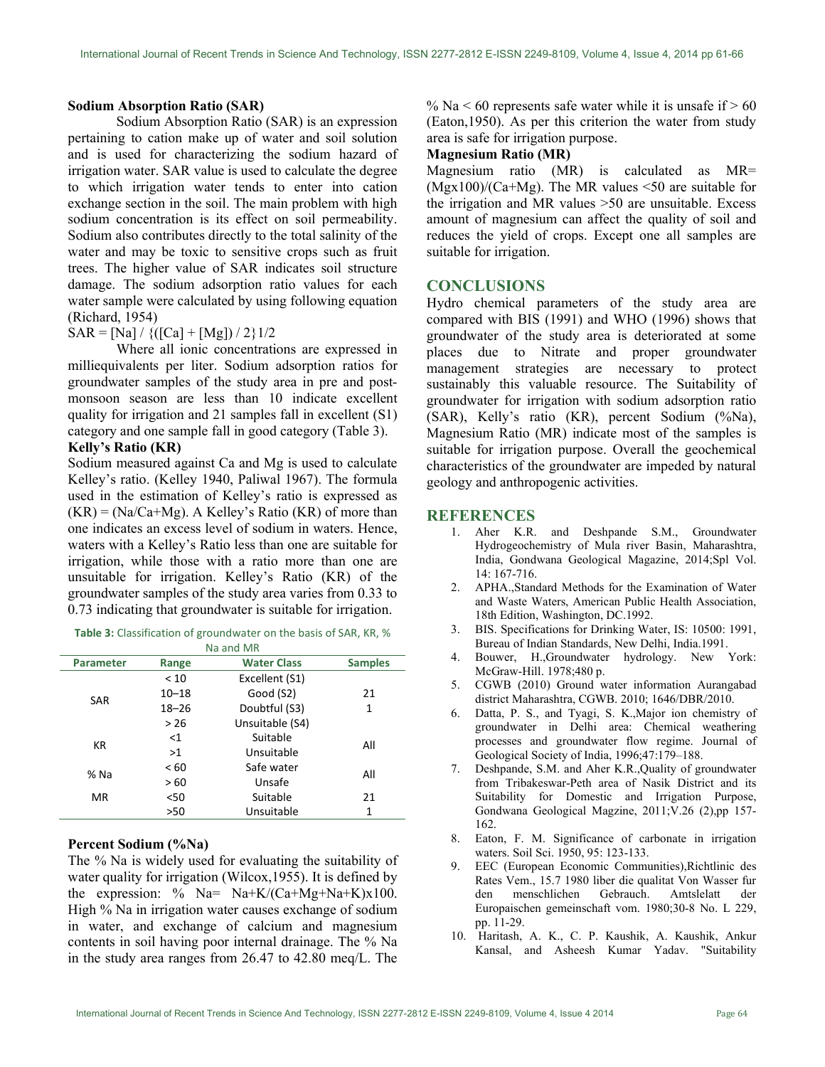**Sodium Absorption Ratio (SAR)**

Sodium Absorption Ratio (SAR) is an expression pertaining to cation make up of water and soil solution and is used for characterizing the sodium hazard of irrigation water. SAR value is used to calculate the degree to which irrigation water tends to enter into cation exchange section in the soil. The main problem with high sodium concentration is its effect on soil permeability. Sodium also contributes directly to the total salinity of the water and may be toxic to sensitive crops such as fruit trees. The higher value of SAR indicates soil structure damage. The sodium adsorption ratio values for each water sample were calculated by using following equation (Richard, 1954)

SAR = [Na] / {([Ca] + [Mg]) / 2}1/2

Where all ionic concentrations are expressed in milliequivalents per liter. Sodium adsorption ratios for groundwater samples of the study area in pre and post-monsoon season are less than 10 indicate excellent quality for irrigation and 21 samples fall in excellent (S1) category and one sample fall in good category (Table 3).

**Kelly's Ratio (KR)**

Sodium measured against Ca and Mg is used to calculate Kelley's ratio. (Kelley 1940, Paliwal 1967). The formula used in the estimation of Kelley's ratio is expressed as (KR) = (Na/Ca+Mg). A Kelley's Ratio (KR) of more than one indicates an excess level of sodium in waters. Hence, waters with a Kelley's Ratio less than one are suitable for irrigation, while those with a ratio more than one are unsuitable for irrigation. Kelley's Ratio (KR) of the groundwater samples of the study area varies from 0.33 to 0.73 indicating that groundwater is suitable for irrigation.

**Table 3:** Classification of groundwater on the basis of SAR, KR, % Na and MR

| Parameter | Range | Water Class | Samples |
|---|---|---|---|
| SAR | < 10 | Excellent (S1) | |
| | 10–18 | Good (S2) | 21 |
| | 18–26 | Doubtful (S3) | 1 |
| | > 26 | Unsuitable (S4) | |
| KR | <1 | Suitable | All |
| | >1 | Unsuitable | |
| % Na | < 60 | Safe water | All |
| | > 60 | Unsafe | |
| MR | <50 | Suitable | 21 |
| | >50 | Unsuitable | 1 |

**Percent Sodium (%Na)**

The % Na is widely used for evaluating the suitability of water quality for irrigation (Wilcox,1955). It is defined by the expression: % Na= Na+K/(Ca+Mg+Na+K)x100. High % Na in irrigation water causes exchange of sodium in water, and exchange of calcium and magnesium contents in soil having poor internal drainage. The % Na in the study area ranges from 26.47 to 42.80 meq/L. The % Na < 60 represents safe water while it is unsafe if > 60 (Eaton,1950). As per this criterion the water from study area is safe for irrigation purpose.

**Magnesium Ratio (MR)**

Magnesium ratio (MR) is calculated as MR= (Mgx100)/(Ca+Mg). The MR values <50 are suitable for the irrigation and MR values >50 are unsuitable. Excess amount of magnesium can affect the quality of soil and reduces the yield of crops. Except one all samples are suitable for irrigation.

## CONCLUSIONS

Hydro chemical parameters of the study area are compared with BIS (1991) and WHO (1996) shows that groundwater of the study area is deteriorated at some places due to Nitrate and proper groundwater management strategies are necessary to protect sustainably this valuable resource. The Suitability of groundwater for irrigation with sodium adsorption ratio (SAR), Kelly's ratio (KR), percent Sodium (%Na), Magnesium Ratio (MR) indicate most of the samples is suitable for irrigation purpose. Overall the geochemical characteristics of the groundwater are impeded by natural geology and anthropogenic activities.

## REFERENCES

1. Aher K.R. and Deshpande S.M., Groundwater Hydrogeochemistry of Mula river Basin, Maharashtra, India, Gondwana Geological Magazine, 2014;Spl Vol. 14: 167-716.
2. APHA.,Standard Methods for the Examination of Water and Waste Waters, American Public Health Association, 18th Edition, Washington, DC.1992.
3. BIS. Specifications for Drinking Water, IS: 10500: 1991, Bureau of Indian Standards, New Delhi, India.1991.
4. Bouwer, H.,Groundwater hydrology. New York: McGraw-Hill. 1978;480 p.
5. CGWB (2010) Ground water information Aurangabad district Maharashtra, CGWB. 2010; 1646/DBR/2010.
6. Datta, P. S., and Tyagi, S. K.,Major ion chemistry of groundwater in Delhi area: Chemical weathering processes and groundwater flow regime. Journal of Geological Society of India, 1996;47:179–188.
7. Deshpande, S.M. and Aher K.R.,Quality of groundwater from Tribakeswar-Peth area of Nasik District and its Suitability for Domestic and Irrigation Purpose, Gondwana Geological Magzine, 2011;V.26 (2),pp 157-162.
8. Eaton, F. M. Significance of carbonate in irrigation waters. Soil Sci. 1950, 95: 123-133.
9. EEC (European Economic Communities),Richtlinic des Rates Vem., 15.7 1980 liber die qualitat Von Wasser fur den menschlichen Gebrauch. Amtslelatt der Europaischen gemeinschaft vom. 1980;30-8 No. L 229, pp. 11-29.
10. Haritash, A. K., C. P. Kaushik, A. Kaushik, Ankur Kansal, and Asheesh Kumar Yadav. "Suitability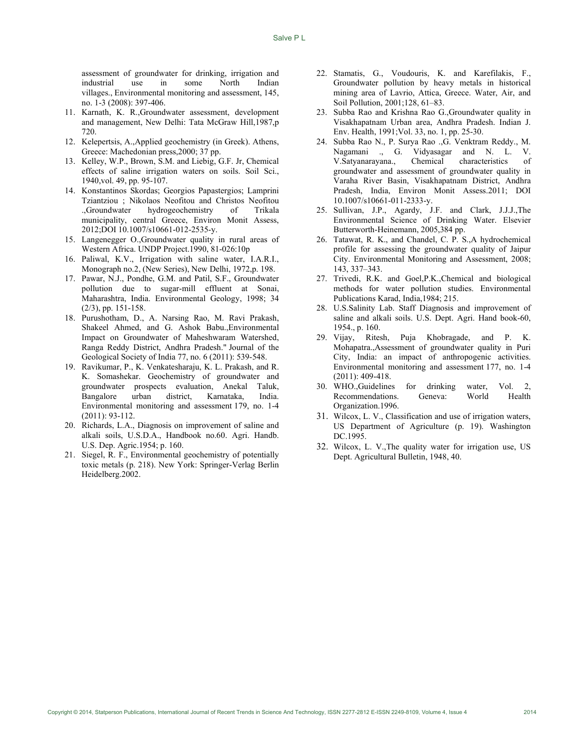assessment of groundwater for drinking, irrigation and industrial use in some North Indian villages., Environmental monitoring and assessment, 145, no. 1-3 (2008): 397-406.

11. Karnath, K. R.,Groundwater assessment, development and management, New Delhi: Tata McGraw Hill,1987,p 720.
12. Kelepertsis, A.,Applied geochemistry (in Greek). Athens, Greece: Machedonian press,2000; 37 pp.
13. Kelley, W.P., Brown, S.M. and Liebig, G.F. Jr, Chemical effects of saline irrigation waters on soils. Soil Sci., 1940,vol. 49, pp. 95-107.
14. Konstantinos Skordas; Georgios Papastergios; Lamprini Tziantziou ; Nikolaos Neofitou and Christos Neofitou .,Groundwater hydrogeochemistry of Trikala municipality, central Greece, Environ Monit Assess, 2012;DOI 10.1007/s10661-012-2535-y.
15. Langenegger O.,Groundwater quality in rural areas of Western Africa. UNDP Project.1990, 81-026:10p
16. Paliwal, K.V., Irrigation with saline water, I.A.R.I., Monograph no.2, (New Series), New Delhi, 1972,p. 198.
17. Pawar, N.J., Pondhe, G.M. and Patil, S.F., Groundwater pollution due to sugar-mill effluent at Sonai, Maharashtra, India. Environmental Geology, 1998; 34 (2/3), pp. 151-158.
18. Purushotham, D., A. Narsing Rao, M. Ravi Prakash, Shakeel Ahmed, and G. Ashok Babu.,Environmental Impact on Groundwater of Maheshwaram Watershed, Ranga Reddy District, Andhra Pradesh." Journal of the Geological Society of India 77, no. 6 (2011): 539-548.
19. Ravikumar, P., K. Venkatesharaju, K. L. Prakash, and R. K. Somashekar. Geochemistry of groundwater and groundwater prospects evaluation, Anekal Taluk, Bangalore urban district, Karnataka, India. Environmental monitoring and assessment 179, no. 1-4 (2011): 93-112.
20. Richards, L.A., Diagnosis on improvement of saline and alkali soils, U.S.D.A., Handbook no.60. Agri. Handb. U.S. Dep. Agric.1954; p. 160.
21. Siegel, R. F., Environmental geochemistry of potentially toxic metals (p. 218). New York: Springer-Verlag Berlin Heidelberg.2002.
22. Stamatis, G., Voudouris, K. and Karefilakis, F., Groundwater pollution by heavy metals in historical mining area of Lavrio, Attica, Greece. Water, Air, and Soil Pollution, 2001;128, 61–83.
23. Subba Rao and Krishna Rao G.,Groundwater quality in Visakhapatnam Urban area, Andhra Pradesh. Indian J. Env. Health, 1991;Vol. 33, no. 1, pp. 25-30.
24. Subba Rao N., P. Surya Rao .,G. Venktram Reddy., M. Nagamani ., G. Vidyasagar and N. L. V. V.Satyanarayana., Chemical characteristics of groundwater and assessment of groundwater quality in Varaha River Basin, Visakhapatnam District, Andhra Pradesh, India, Environ Monit Assess.2011; DOI 10.1007/s10661-011-2333-y.
25. Sullivan, J.P., Agardy, J.F. and Clark, J.J.J.,The Environmental Science of Drinking Water. Elsevier Butterworth-Heinemann, 2005,384 pp.
26. Tatawat, R. K., and Chandel, C. P. S.,A hydrochemical profile for assessing the groundwater quality of Jaipur City. Environmental Monitoring and Assessment, 2008; 143, 337–343.
27. Trivedi, R.K. and Goel,P.K.,Chemical and biological methods for water pollution studies. Environmental Publications Karad, India,1984; 215.
28. U.S.Salinity Lab. Staff Diagnosis and improvement of saline and alkali soils. U.S. Dept. Agri. Hand book-60, 1954., p. 160.
29. Vijay, Ritesh, Puja Khobragade, and P. K. Mohapatra.,Assessment of groundwater quality in Puri City, India: an impact of anthropogenic activities. Environmental monitoring and assessment 177, no. 1-4 (2011): 409-418.
30. WHO.,Guidelines for drinking water, Vol. 2, Recommendations. Geneva: World Health Organization.1996.
31. Wilcox, L. V., Classification and use of irrigation waters, US Department of Agriculture (p. 19). Washington DC.1995.
32. Wilcox, L. V.,The quality water for irrigation use, US Dept. Agricultural Bulletin, 1948, 40.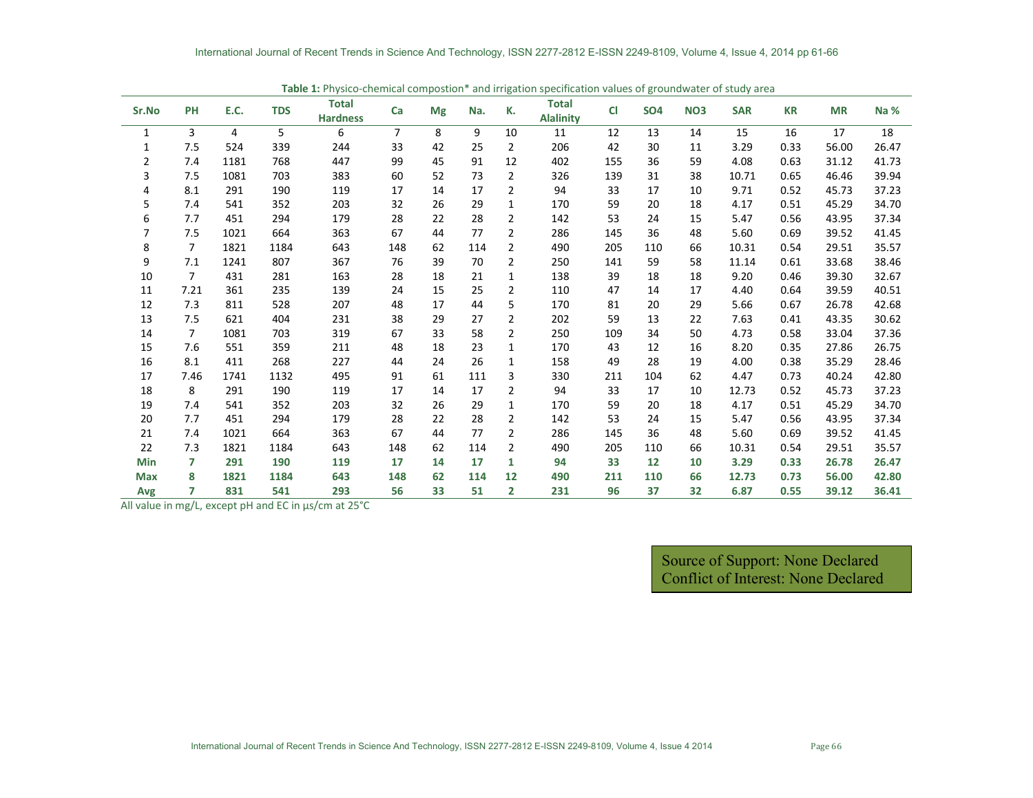**Table 1:** Physico-chemical compostion* and irrigation specification values of groundwater of study area

| Sr.No | PH | E.C. | TDS | Total Hardness | Ca | Mg | Na. | K. | Total Alalinity | Cl | SO4 | NO3 | SAR | KR | MR | Na % |
|---|---|---|---|---|---|---|---|---|---|---|---|---|---|---|---|---|
| 1 | 3 | 4 | 5 | 6 | 7 | 8 | 9 | 10 | 11 | 12 | 13 | 14 | 15 | 16 | 17 | 18 |
| 1 | 7.5 | 524 | 339 | 244 | 33 | 42 | 25 | 2 | 206 | 42 | 30 | 11 | 3.29 | 0.33 | 56.00 | 26.47 |
| 2 | 7.4 | 1181 | 768 | 447 | 99 | 45 | 91 | 12 | 402 | 155 | 36 | 59 | 4.08 | 0.63 | 31.12 | 41.73 |
| 3 | 7.5 | 1081 | 703 | 383 | 60 | 52 | 73 | 2 | 326 | 139 | 31 | 38 | 10.71 | 0.65 | 46.46 | 39.94 |
| 4 | 8.1 | 291 | 190 | 119 | 17 | 14 | 17 | 2 | 94 | 33 | 17 | 10 | 9.71 | 0.52 | 45.73 | 37.23 |
| 5 | 7.4 | 541 | 352 | 203 | 32 | 26 | 29 | 1 | 170 | 59 | 20 | 18 | 4.17 | 0.51 | 45.29 | 34.70 |
| 6 | 7.7 | 451 | 294 | 179 | 28 | 22 | 28 | 2 | 142 | 53 | 24 | 15 | 5.47 | 0.56 | 43.95 | 37.34 |
| 7 | 7.5 | 1021 | 664 | 363 | 67 | 44 | 77 | 2 | 286 | 145 | 36 | 48 | 5.60 | 0.69 | 39.52 | 41.45 |
| 8 | 7 | 1821 | 1184 | 643 | 148 | 62 | 114 | 2 | 490 | 205 | 110 | 66 | 10.31 | 0.54 | 29.51 | 35.57 |
| 9 | 7.1 | 1241 | 807 | 367 | 76 | 39 | 70 | 2 | 250 | 141 | 59 | 58 | 11.14 | 0.61 | 33.68 | 38.46 |
| 10 | 7 | 431 | 281 | 163 | 28 | 18 | 21 | 1 | 138 | 39 | 18 | 18 | 9.20 | 0.46 | 39.30 | 32.67 |
| 11 | 7.21 | 361 | 235 | 139 | 24 | 15 | 25 | 2 | 110 | 47 | 14 | 17 | 4.40 | 0.64 | 39.59 | 40.51 |
| 12 | 7.3 | 811 | 528 | 207 | 48 | 17 | 44 | 5 | 170 | 81 | 20 | 29 | 5.66 | 0.67 | 26.78 | 42.68 |
| 13 | 7.5 | 621 | 404 | 231 | 38 | 29 | 27 | 2 | 202 | 59 | 13 | 22 | 7.63 | 0.41 | 43.35 | 30.62 |
| 14 | 7 | 1081 | 703 | 319 | 67 | 33 | 58 | 2 | 250 | 109 | 34 | 50 | 4.73 | 0.58 | 33.04 | 37.36 |
| 15 | 7.6 | 551 | 359 | 211 | 48 | 18 | 23 | 1 | 170 | 43 | 12 | 16 | 8.20 | 0.35 | 27.86 | 26.75 |
| 16 | 8.1 | 411 | 268 | 227 | 44 | 24 | 26 | 1 | 158 | 49 | 28 | 19 | 4.00 | 0.38 | 35.29 | 28.46 |
| 17 | 7.46 | 1741 | 1132 | 495 | 91 | 61 | 111 | 3 | 330 | 211 | 104 | 62 | 4.47 | 0.73 | 40.24 | 42.80 |
| 18 | 8 | 291 | 190 | 119 | 17 | 14 | 17 | 2 | 94 | 33 | 17 | 10 | 12.73 | 0.52 | 45.73 | 37.23 |
| 19 | 7.4 | 541 | 352 | 203 | 32 | 26 | 29 | 1 | 170 | 59 | 20 | 18 | 4.17 | 0.51 | 45.29 | 34.70 |
| 20 | 7.7 | 451 | 294 | 179 | 28 | 22 | 28 | 2 | 142 | 53 | 24 | 15 | 5.47 | 0.56 | 43.95 | 37.34 |
| 21 | 7.4 | 1021 | 664 | 363 | 67 | 44 | 77 | 2 | 286 | 145 | 36 | 48 | 5.60 | 0.69 | 39.52 | 41.45 |
| 22 | 7.3 | 1821 | 1184 | 643 | 148 | 62 | 114 | 2 | 490 | 205 | 110 | 66 | 10.31 | 0.54 | 29.51 | 35.57 |
| **Min** | **7** | **291** | **190** | **119** | **17** | **14** | **17** | **1** | **94** | **33** | **12** | **10** | **3.29** | **0.33** | **26.78** | **26.47** |
| **Max** | **8** | **1821** | **1184** | **643** | **148** | **62** | **114** | **12** | **490** | **211** | **110** | **66** | **12.73** | **0.73** | **56.00** | **42.80** |
| **Avg** | **7** | **831** | **541** | **293** | **56** | **33** | **51** | **2** | **231** | **96** | **37** | **32** | **6.87** | **0.55** | **39.12** | **36.41** |

All value in mg/L, except pH and EC in µs/cm at 25°C

Source of Support: None Declared
Conflict of Interest: None Declared